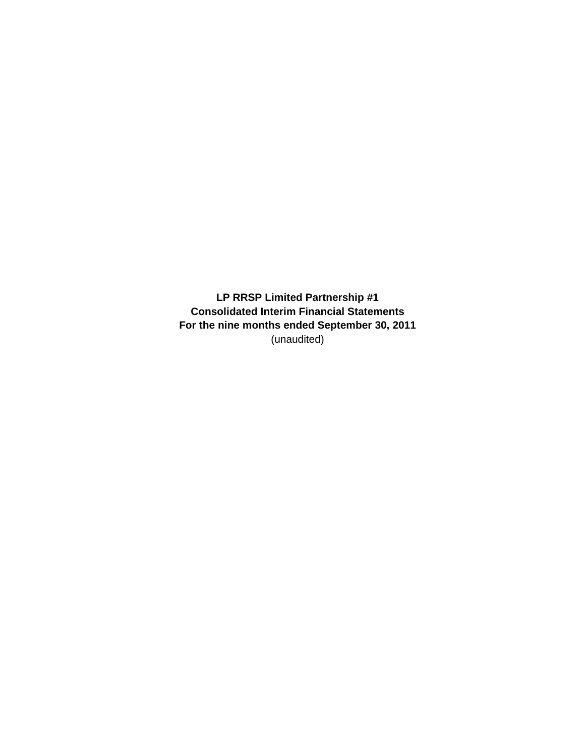**LP RRSP Limited Partnership #1**
**Consolidated Interim Financial Statements**
**For the nine months ended September 30, 2011**
(unaudited)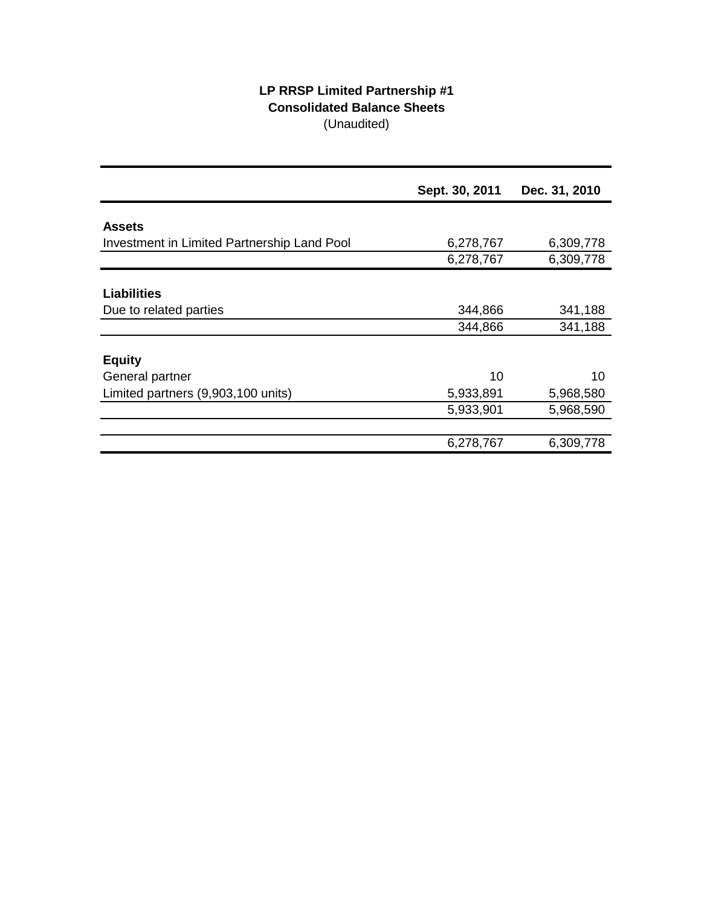**LP RRSP Limited Partnership #1**
**Consolidated Balance Sheets**
(Unaudited)

| | Sept. 30, 2011 | Dec. 31, 2010 |
|---|---|---|
| **Assets** | | |
| Investment in Limited Partnership Land Pool | 6,278,767 | 6,309,778 |
| | 6,278,767 | 6,309,778 |
| **Liabilities** | | |
| Due to related parties | 344,866 | 341,188 |
| | 344,866 | 341,188 |
| **Equity** | | |
| General partner | 10 | 10 |
| Limited partners (9,903,100 units) | 5,933,891 | 5,968,580 |
| | 5,933,901 | 5,968,590 |
| | 6,278,767 | 6,309,778 |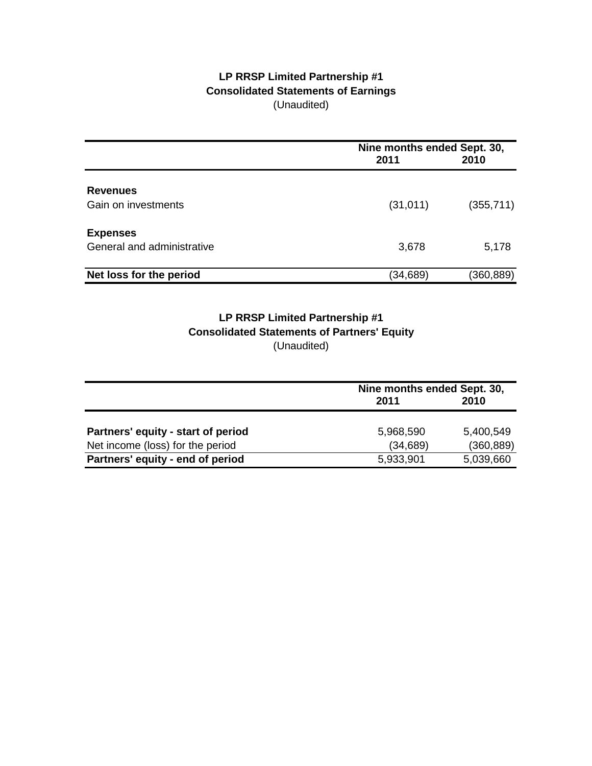**LP RRSP Limited Partnership #1**
**Consolidated Statements of Earnings**
(Unaudited)

| | Nine months ended Sept. 30, | |
|---|---|---|
| | **2011** | **2010** |
| **Revenues** | | |
| Gain on investments | (31,011) | (355,711) |
| **Expenses** | | |
| General and administrative | 3,678 | 5,178 |
| **Net loss for the period** | (34,689) | (360,889) |

**LP RRSP Limited Partnership #1**
**Consolidated Statements of Partners' Equity**
(Unaudited)

| | Nine months ended Sept. 30, | |
|---|---|---|
| | **2011** | **2010** |
| **Partners' equity - start of period** | 5,968,590 | 5,400,549 |
| Net income (loss) for the period | (34,689) | (360,889) |
| **Partners' equity - end of period** | 5,933,901 | 5,039,660 |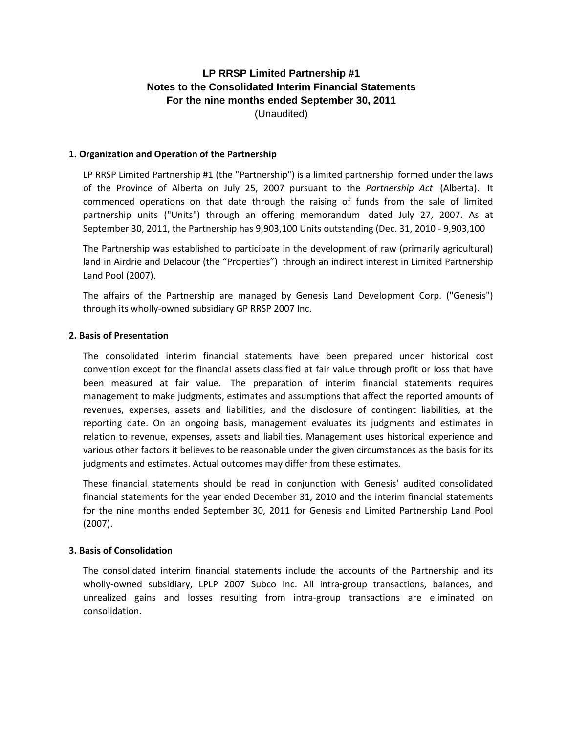# LP RRSP Limited Partnership #1
## Notes to the Consolidated Interim Financial Statements
## For the nine months ended September 30, 2011
(Unaudited)

**1. Organization and Operation of the Partnership**

LP RRSP Limited Partnership #1 (the "Partnership") is a limited partnership formed under the laws of the Province of Alberta on July 25, 2007 pursuant to the *Partnership Act* (Alberta). It commenced operations on that date through the raising of funds from the sale of limited partnership units ("Units") through an offering memorandum dated July 27, 2007. As at September 30, 2011, the Partnership has 9,903,100 Units outstanding (Dec. 31, 2010 - 9,903,100

The Partnership was established to participate in the development of raw (primarily agricultural) land in Airdrie and Delacour (the "Properties") through an indirect interest in Limited Partnership Land Pool (2007).

The affairs of the Partnership are managed by Genesis Land Development Corp. ("Genesis") through its wholly-owned subsidiary GP RRSP 2007 Inc.

**2. Basis of Presentation**

The consolidated interim financial statements have been prepared under historical cost convention except for the financial assets classified at fair value through profit or loss that have been measured at fair value. The preparation of interim financial statements requires management to make judgments, estimates and assumptions that affect the reported amounts of revenues, expenses, assets and liabilities, and the disclosure of contingent liabilities, at the reporting date. On an ongoing basis, management evaluates its judgments and estimates in relation to revenue, expenses, assets and liabilities. Management uses historical experience and various other factors it believes to be reasonable under the given circumstances as the basis for its judgments and estimates. Actual outcomes may differ from these estimates.

These financial statements should be read in conjunction with Genesis' audited consolidated financial statements for the year ended December 31, 2010 and the interim financial statements for the nine months ended September 30, 2011 for Genesis and Limited Partnership Land Pool (2007).

**3. Basis of Consolidation**

The consolidated interim financial statements include the accounts of the Partnership and its wholly-owned subsidiary, LPLP 2007 Subco Inc. All intra-group transactions, balances, and unrealized gains and losses resulting from intra-group transactions are eliminated on consolidation.